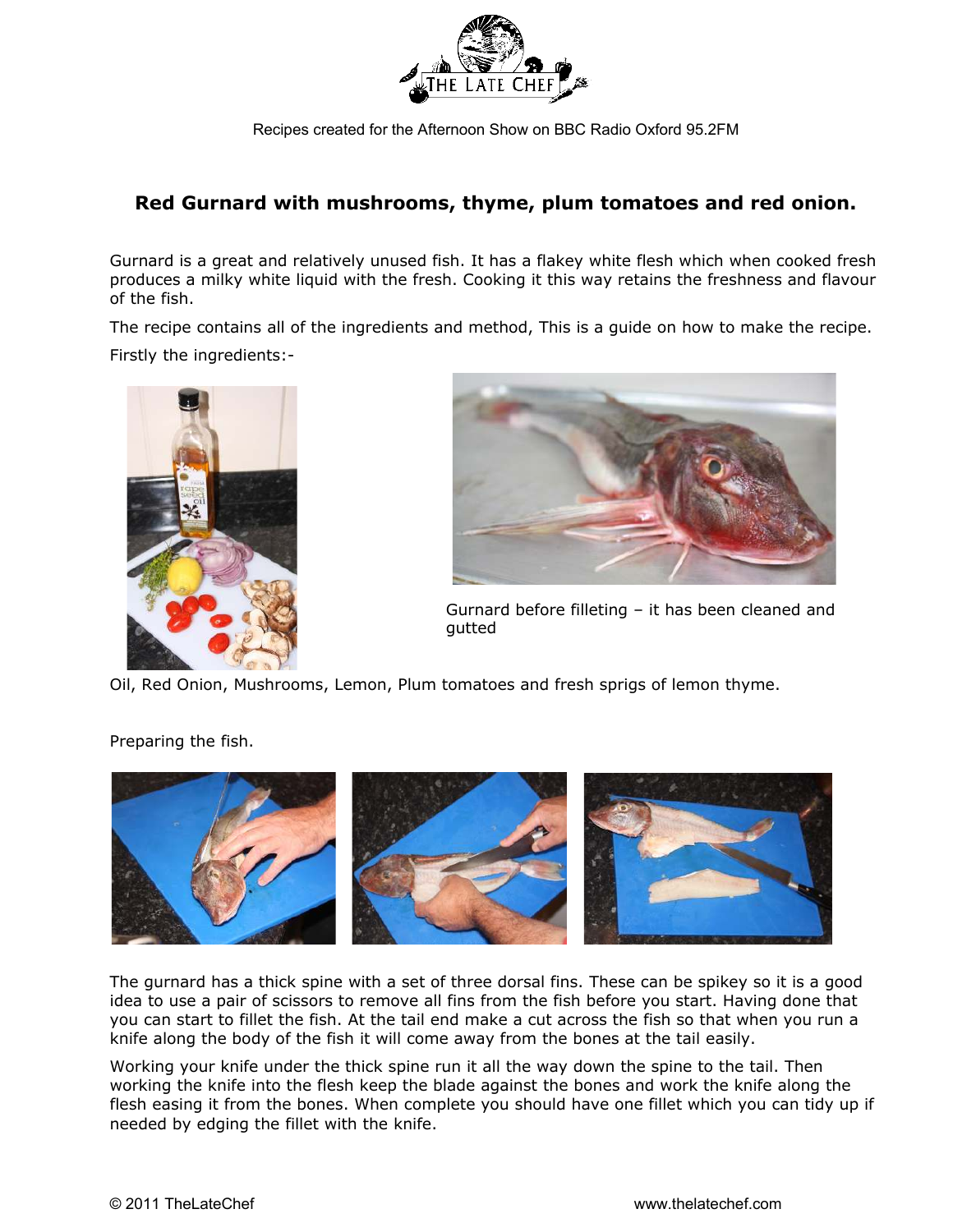THE LATE CHEF

Recipes created for the Afternoon Show on BBC Radio Oxford 95.2FM

## Red Gurnard with mushrooms, thyme, plum tomatoes and red onion.

Gurnard is a great and relatively unused fish. It has a flakey white flesh which when cooked fresh produces a milky white liquid with the fresh. Cooking it this way retains the freshness and flavour of the fish.

The recipe contains all of the ingredients and method, This is a guide on how to make the recipe.

Firstly the ingredients:-

Gurnard before filleting – it has been cleaned and gutted

Oil, Red Onion, Mushrooms, Lemon, Plum tomatoes and fresh sprigs of lemon thyme.

Preparing the fish.

The gurnard has a thick spine with a set of three dorsal fins. These can be spikey so it is a good idea to use a pair of scissors to remove all fins from the fish before you start. Having done that you can start to fillet the fish. At the tail end make a cut across the fish so that when you run a knife along the body of the fish it will come away from the bones at the tail easily.

Working your knife under the thick spine run it all the way down the spine to the tail. Then working the knife into the flesh keep the blade against the bones and work the knife along the flesh easing it from the bones. When complete you should have one fillet which you can tidy up if needed by edging the fillet with the knife.

© 2011 TheLateChef www.thelatechef.com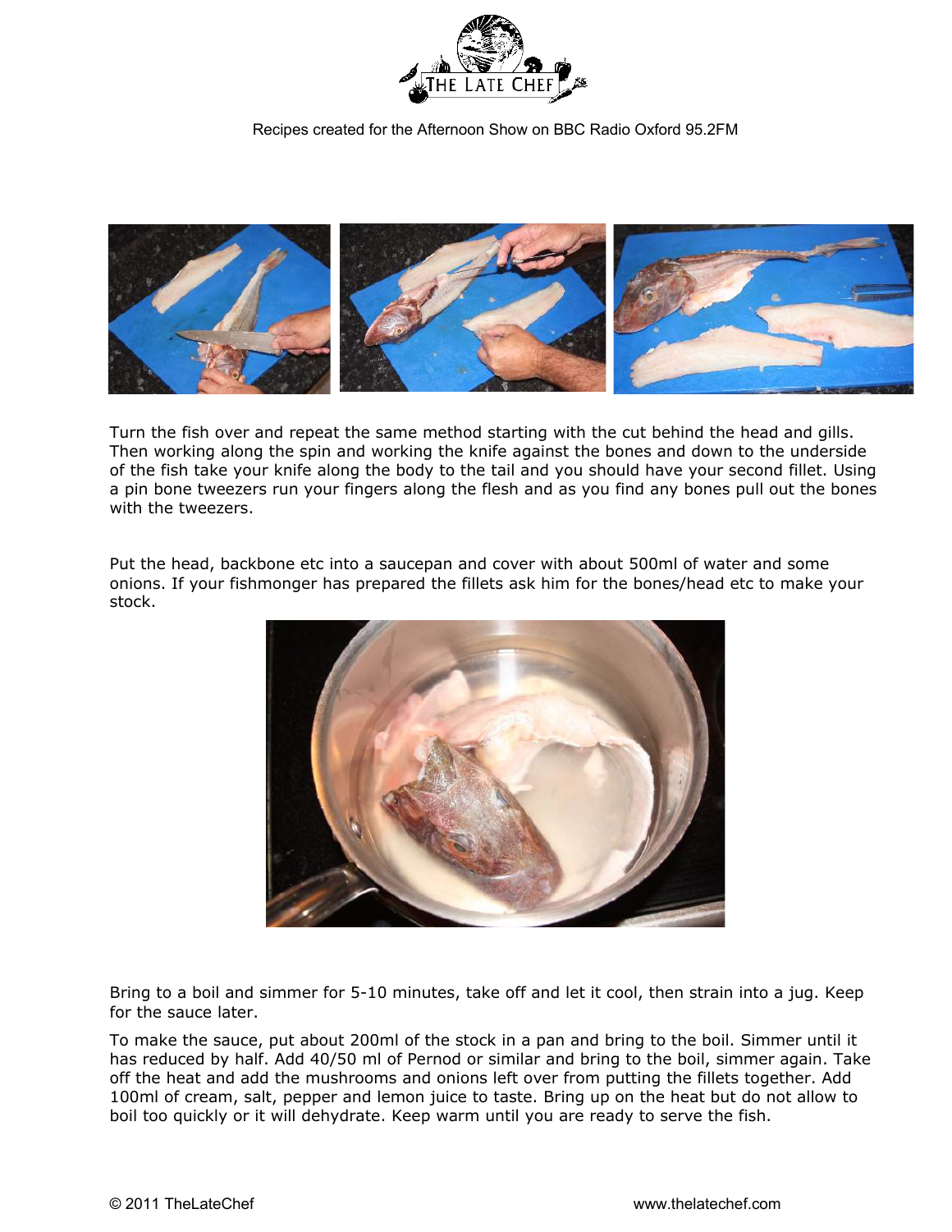Turn the fish over and repeat the same method starting with the cut behind the head and gills. Then working along the spin and working the knife against the bones and down to the underside of the fish take your knife along the body to the tail and you should have your second fillet. Using a pin bone tweezers run your fingers along the flesh and as you find any bones pull out the bones with the tweezers.

Put the head, backbone etc into a saucepan and cover with about 500ml of water and some onions. If your fishmonger has prepared the fillets ask him for the bones/head etc to make your stock.

Bring to a boil and simmer for 5-10 minutes, take off and let it cool, then strain into a jug. Keep for the sauce later.

To make the sauce, put about 200ml of the stock in a pan and bring to the boil. Simmer until it has reduced by half. Add 40/50 ml of Pernod or similar and bring to the boil, simmer again. Take off the heat and add the mushrooms and onions left over from putting the fillets together. Add 100ml of cream, salt, pepper and lemon juice to taste. Bring up on the heat but do not allow to boil too quickly or it will dehydrate. Keep warm until you are ready to serve the fish.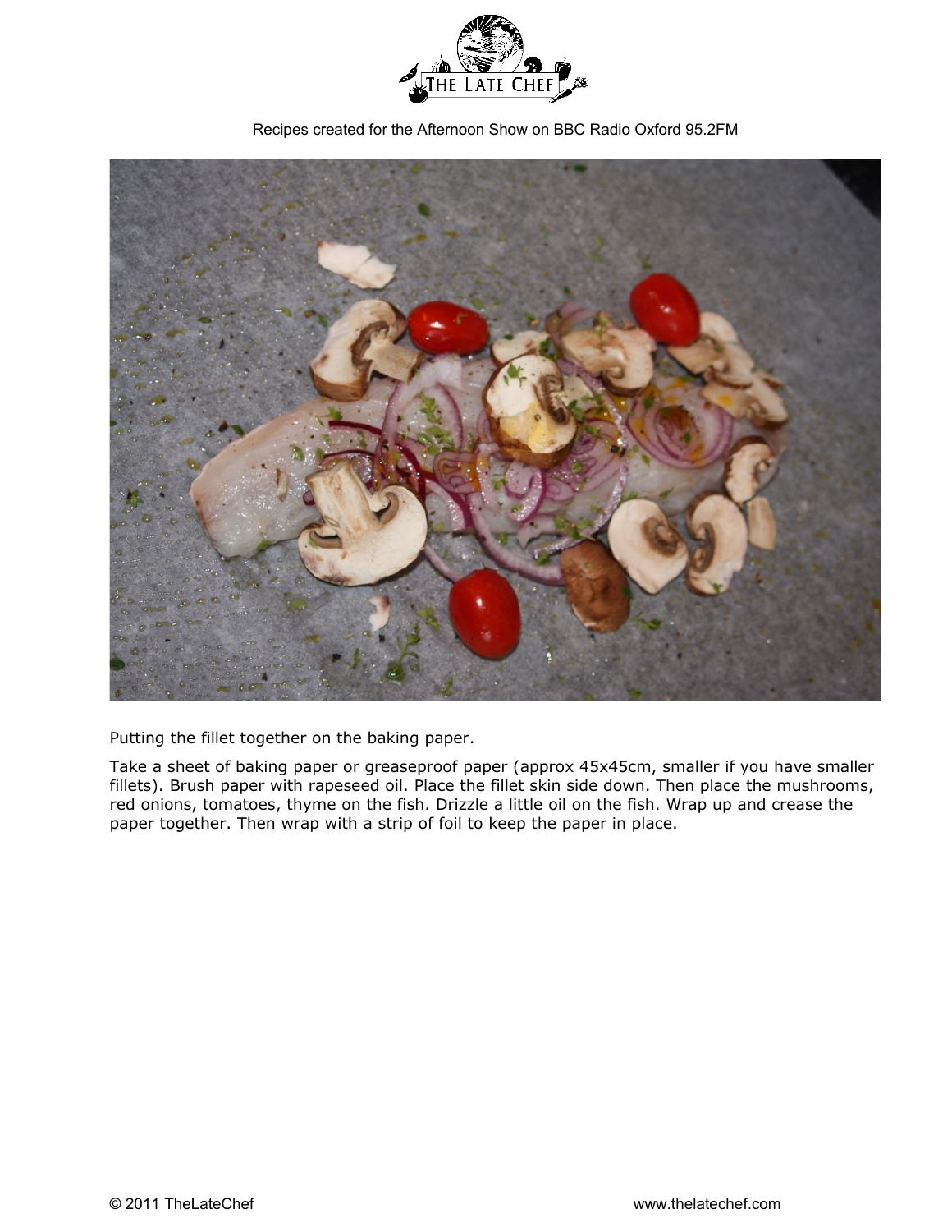Putting the fillet together on the baking paper.

Take a sheet of baking paper or greaseproof paper (approx 45x45cm, smaller if you have smaller fillets). Brush paper with rapeseed oil. Place the fillet skin side down. Then place the mushrooms, red onions, tomatoes, thyme on the fish. Drizzle a little oil on the fish. Wrap up and crease the paper together. Then wrap with a strip of foil to keep the paper in place.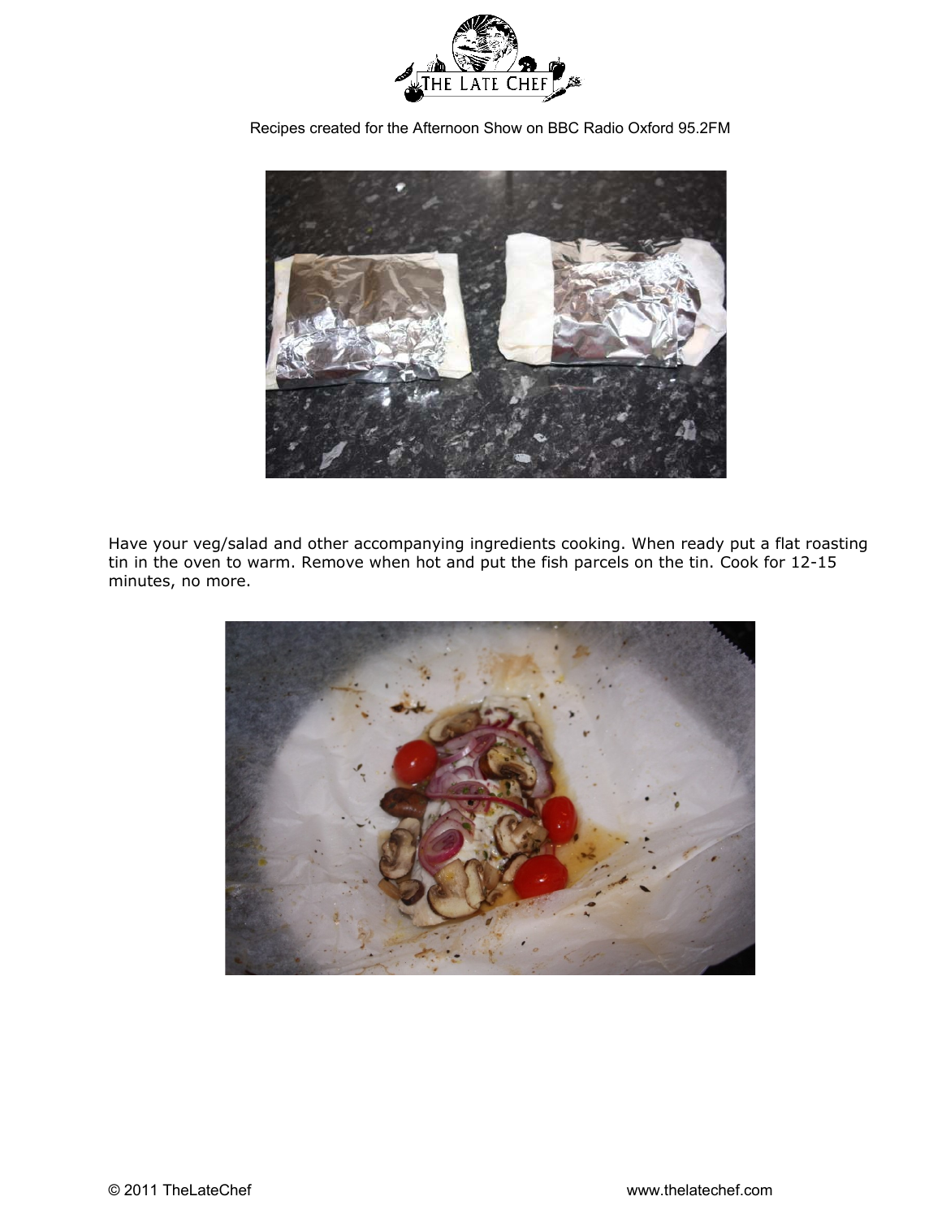Have your veg/salad and other accompanying ingredients cooking. When ready put a flat roasting tin in the oven to warm. Remove when hot and put the fish parcels on the tin. Cook for 12-15 minutes, no more.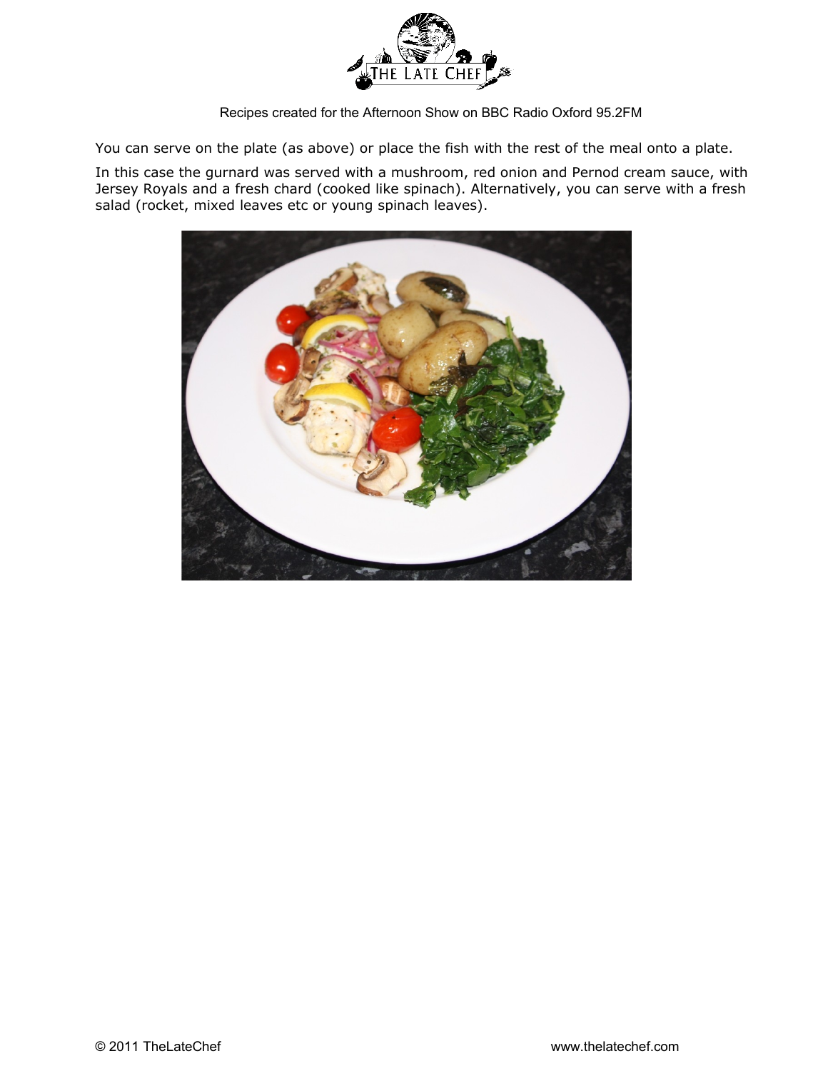You can serve on the plate (as above) or place the fish with the rest of the meal onto a plate.

In this case the gurnard was served with a mushroom, red onion and Pernod cream sauce, with Jersey Royals and a fresh chard (cooked like spinach). Alternatively, you can serve with a fresh salad (rocket, mixed leaves etc or young spinach leaves).